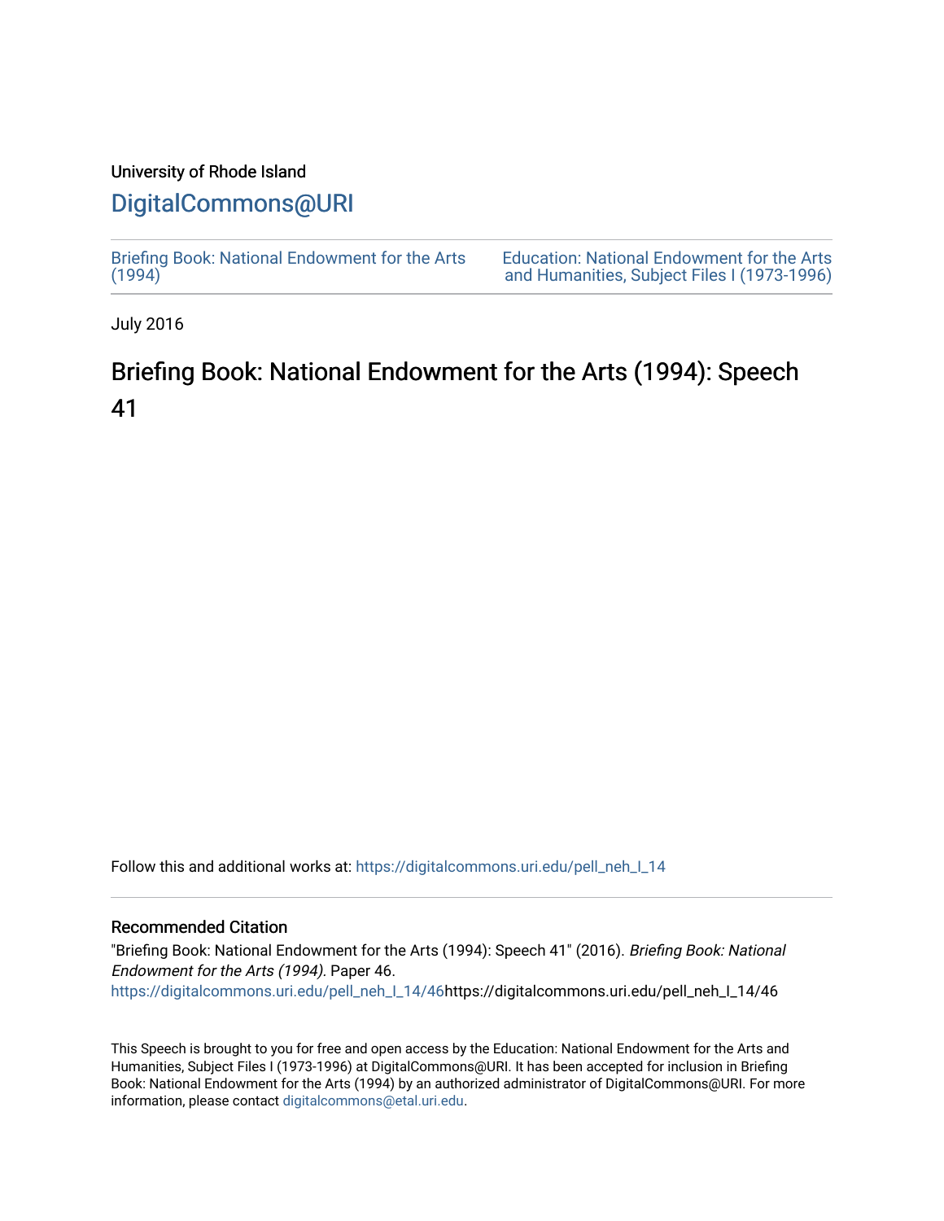University of Rhode Island

# DigitalCommons@URI

Briefing Book: National Endowment for the Arts (1994)

Education: National Endowment for the Arts and Humanities, Subject Files I (1973-1996)

July 2016

## Briefing Book: National Endowment for the Arts (1994): Speech 41

Follow this and additional works at: https://digitalcommons.uri.edu/pell_neh_I_14

### Recommended Citation

"Briefing Book: National Endowment for the Arts (1994): Speech 41" (2016). *Briefing Book: National Endowment for the Arts (1994).* Paper 46.
https://digitalcommons.uri.edu/pell_neh_I_14/46https://digitalcommons.uri.edu/pell_neh_I_14/46

This Speech is brought to you for free and open access by the Education: National Endowment for the Arts and Humanities, Subject Files I (1973-1996) at DigitalCommons@URI. It has been accepted for inclusion in Briefing Book: National Endowment for the Arts (1994) by an authorized administrator of DigitalCommons@URI. For more information, please contact digitalcommons@etal.uri.edu.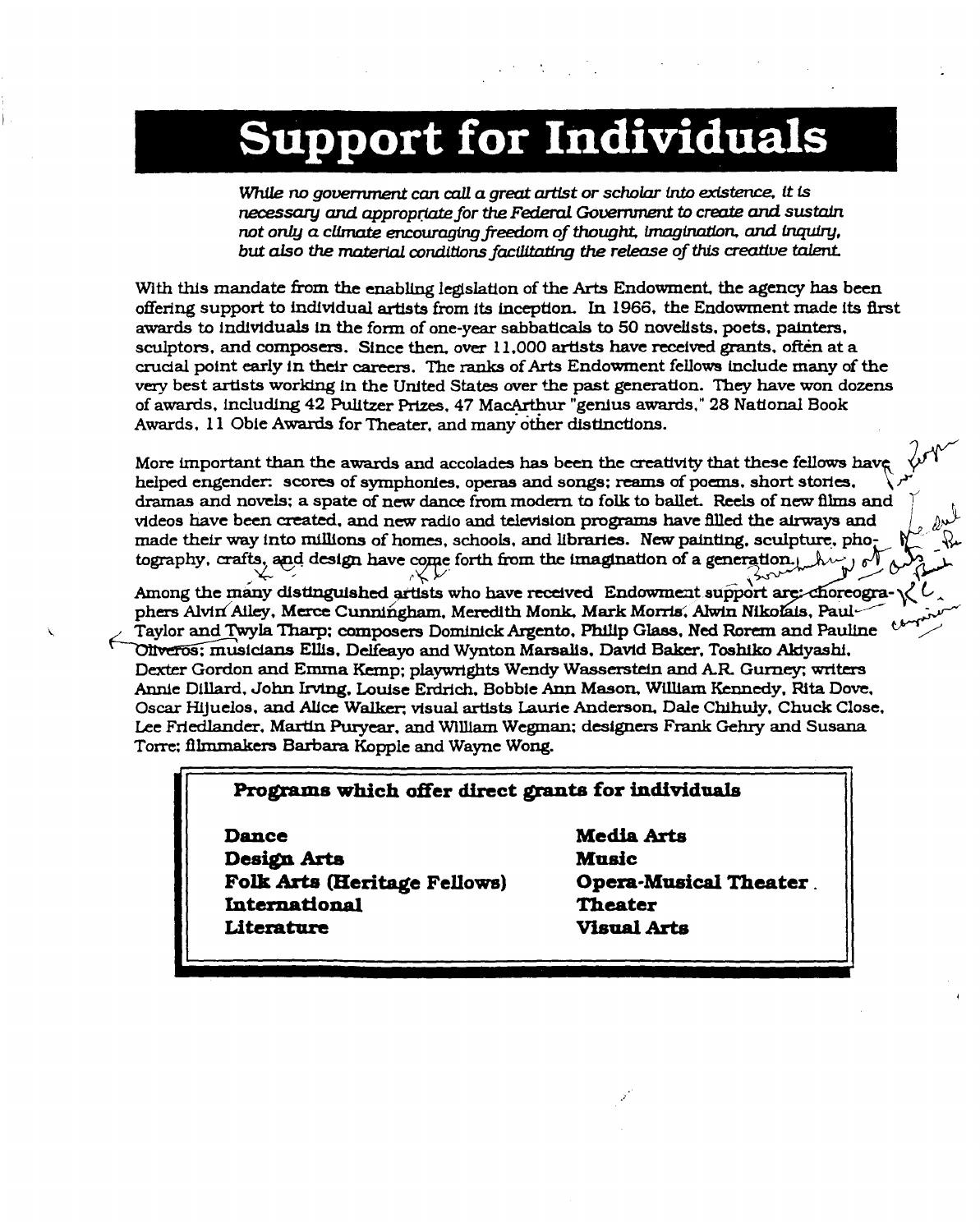# Support for Individuals

*While no government can call a great artist or scholar into existence, it is necessary and appropriate for the Federal Government to create and sustain not only a climate encouraging freedom of thought, imagination, and inquiry, but also the material conditions facilitating the release of this creative talent.*

With this mandate from the enabling legislation of the Arts Endowment, the agency has been offering support to individual artists from its inception. In 1966, the Endowment made its first awards to individuals in the form of one-year sabbaticals to 50 novelists, poets, painters, sculptors, and composers. Since then, over 11,000 artists have received grants, often at a crucial point early in their careers. The ranks of Arts Endowment fellows include many of the very best artists working in the United States over the past generation. They have won dozens of awards, including 42 Pulitzer Prizes, 47 MacArthur "genius awards," 28 National Book Awards, 11 Obie Awards for Theater, and many other distinctions.

More important than the awards and accolades has been the creativity that these fellows have helped engender: scores of symphonies, operas and songs; reams of poems, short stories, dramas and novels; a spate of new dance from modern to folk to ballet. Reels of new films and videos have been created, and new radio and television programs have filled the airways and made their way into millions of homes, schools, and libraries. New painting, sculpture, photography, crafts, and design have come forth from the imagination of a generation.

Among the many distinguished artists who have received Endowment support are: choreographers Alvin Ailey, Merce Cunningham, Meredith Monk, Mark Morris, Alwin Nikolais, Paul Taylor and Twyla Tharp; composers Dominick Argento, Philip Glass, Ned Rorem and Pauline Oliveros; musicians Ellis, Delfeayo and Wynton Marsalis, David Baker, Toshiko Akiyashi, Dexter Gordon and Emma Kemp; playwrights Wendy Wasserstein and A.R. Gurney; writers Annie Dillard, John Irving, Louise Erdrich, Bobbie Ann Mason, William Kennedy, Rita Dove, Oscar Hijuelos, and Alice Walker; visual artists Laurie Anderson, Dale Chihuly, Chuck Close, Lee Friedlander, Martin Puryear, and William Wegman; designers Frank Gehry and Susana Torre; filmmakers Barbara Kopple and Wayne Wong.

**Programs which offer direct grants for individuals**

| | |
|---|---|
| **Dance** | **Media Arts** |
| **Design Arts** | **Music** |
| **Folk Arts (Heritage Fellows)** | **Opera-Musical Theater** |
| **International** | **Theater** |
| **Literature** | **Visual Arts** |